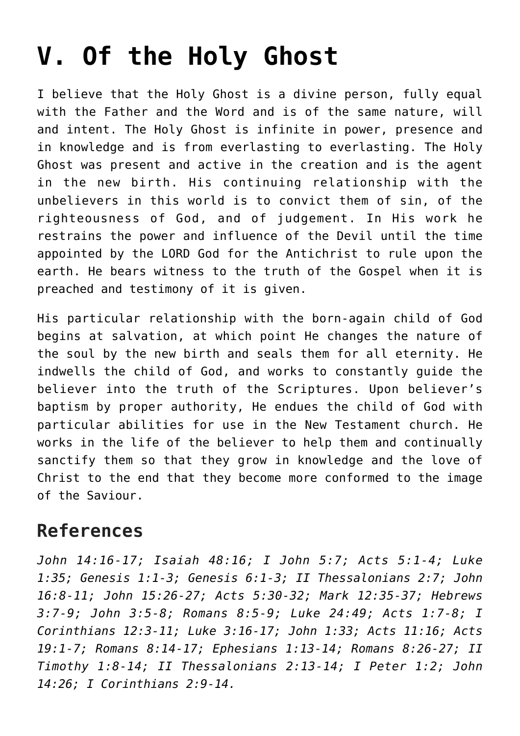# V. Of the Holy Ghost

I believe that the Holy Ghost is a divine person, fully equal with the Father and the Word and is of the same nature, will and intent. The Holy Ghost is infinite in power, presence and in knowledge and is from everlasting to everlasting. The Holy Ghost was present and active in the creation and is the agent in the new birth. His continuing relationship with the unbelievers in this world is to convict them of sin, of the righteousness of God, and of judgement. In His work he restrains the power and influence of the Devil until the time appointed by the LORD God for the Antichrist to rule upon the earth. He bears witness to the truth of the Gospel when it is preached and testimony of it is given.

His particular relationship with the born-again child of God begins at salvation, at which point He changes the nature of the soul by the new birth and seals them for all eternity. He indwells the child of God, and works to constantly guide the believer into the truth of the Scriptures. Upon believer's baptism by proper authority, He endues the child of God with particular abilities for use in the New Testament church. He works in the life of the believer to help them and continually sanctify them so that they grow in knowledge and the love of Christ to the end that they become more conformed to the image of the Saviour.

## References

*John 14:16-17; Isaiah 48:16; I John 5:7; Acts 5:1-4; Luke 1:35; Genesis 1:1-3; Genesis 6:1-3; II Thessalonians 2:7; John 16:8-11; John 15:26-27; Acts 5:30-32; Mark 12:35-37; Hebrews 3:7-9; John 3:5-8; Romans 8:5-9; Luke 24:49; Acts 1:7-8; I Corinthians 12:3-11; Luke 3:16-17; John 1:33; Acts 11:16; Acts 19:1-7; Romans 8:14-17; Ephesians 1:13-14; Romans 8:26-27; II Timothy 1:8-14; II Thessalonians 2:13-14; I Peter 1:2; John 14:26; I Corinthians 2:9-14.*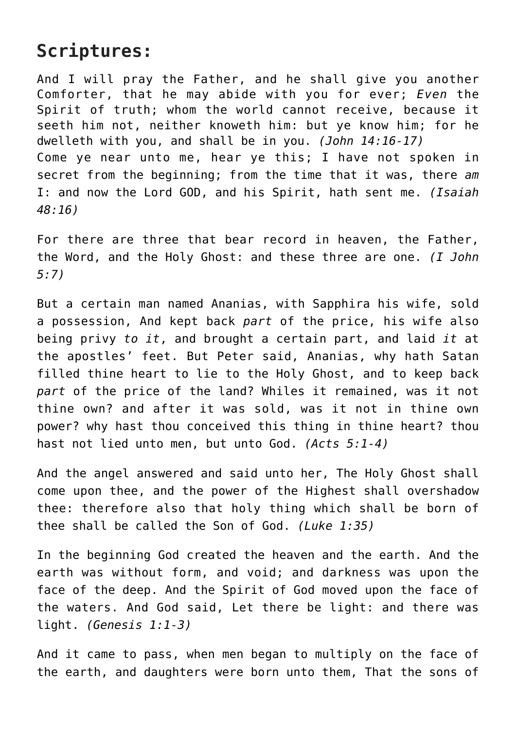## Scriptures:

And I will pray the Father, and he shall give you another Comforter, that he may abide with you for ever; *Even* the Spirit of truth; whom the world cannot receive, because it seeth him not, neither knoweth him: but ye know him; for he dwelleth with you, and shall be in you. *(John 14:16-17)*
Come ye near unto me, hear ye this; I have not spoken in secret from the beginning; from the time that it was, there *am* I: and now the Lord GOD, and his Spirit, hath sent me. *(Isaiah 48:16)*

For there are three that bear record in heaven, the Father, the Word, and the Holy Ghost: and these three are one. *(I John 5:7)*

But a certain man named Ananias, with Sapphira his wife, sold a possession, And kept back *part* of the price, his wife also being privy *to it*, and brought a certain part, and laid *it* at the apostles' feet. But Peter said, Ananias, why hath Satan filled thine heart to lie to the Holy Ghost, and to keep back *part* of the price of the land? Whiles it remained, was it not thine own? and after it was sold, was it not in thine own power? why hast thou conceived this thing in thine heart? thou hast not lied unto men, but unto God. *(Acts 5:1-4)*

And the angel answered and said unto her, The Holy Ghost shall come upon thee, and the power of the Highest shall overshadow thee: therefore also that holy thing which shall be born of thee shall be called the Son of God. *(Luke 1:35)*

In the beginning God created the heaven and the earth. And the earth was without form, and void; and darkness was upon the face of the deep. And the Spirit of God moved upon the face of the waters. And God said, Let there be light: and there was light. *(Genesis 1:1-3)*

And it came to pass, when men began to multiply on the face of the earth, and daughters were born unto them, That the sons of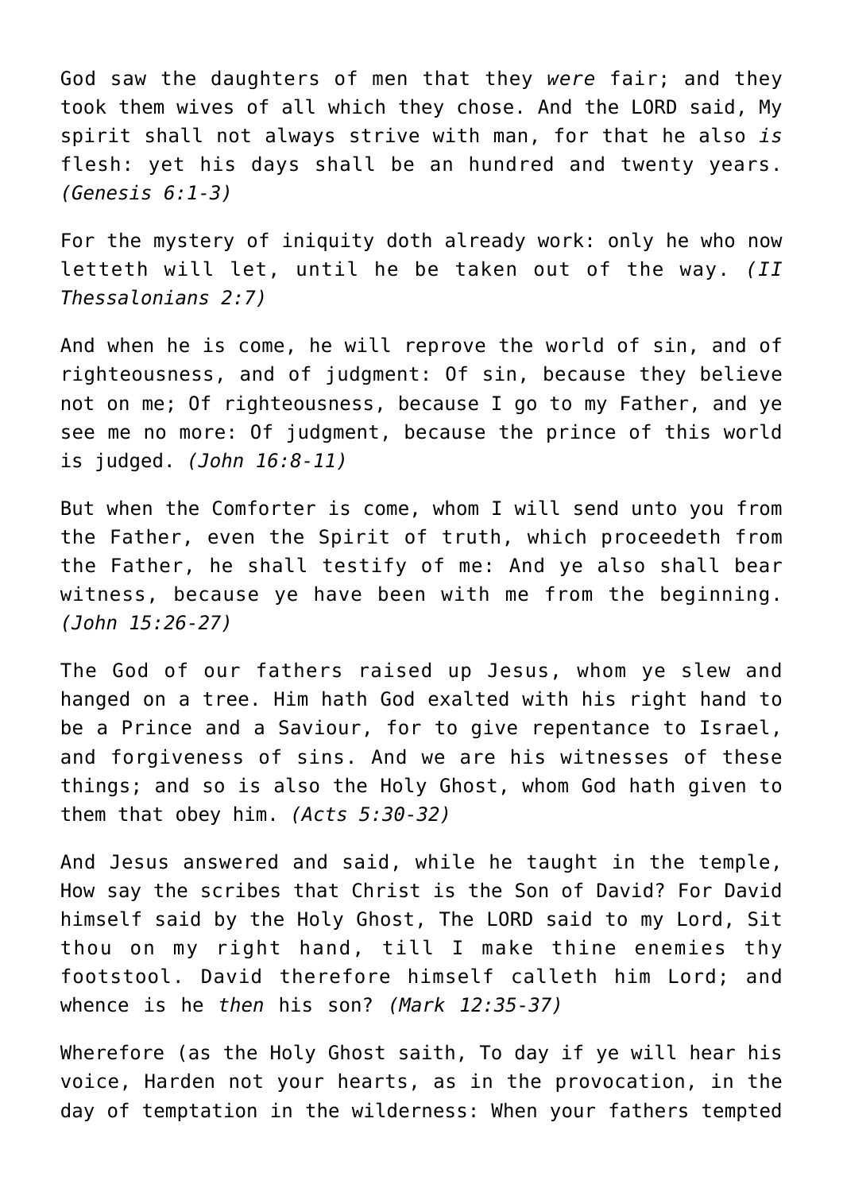God saw the daughters of men that they *were* fair; and they took them wives of all which they chose. And the LORD said, My spirit shall not always strive with man, for that he also *is* flesh: yet his days shall be an hundred and twenty years. *(Genesis 6:1-3)*

For the mystery of iniquity doth already work: only he who now letteth will let, until he be taken out of the way. *(II Thessalonians 2:7)*

And when he is come, he will reprove the world of sin, and of righteousness, and of judgment: Of sin, because they believe not on me; Of righteousness, because I go to my Father, and ye see me no more: Of judgment, because the prince of this world is judged. *(John 16:8-11)*

But when the Comforter is come, whom I will send unto you from the Father, even the Spirit of truth, which proceedeth from the Father, he shall testify of me: And ye also shall bear witness, because ye have been with me from the beginning. *(John 15:26-27)*

The God of our fathers raised up Jesus, whom ye slew and hanged on a tree. Him hath God exalted with his right hand to be a Prince and a Saviour, for to give repentance to Israel, and forgiveness of sins. And we are his witnesses of these things; and so is also the Holy Ghost, whom God hath given to them that obey him. *(Acts 5:30-32)*

And Jesus answered and said, while he taught in the temple, How say the scribes that Christ is the Son of David? For David himself said by the Holy Ghost, The LORD said to my Lord, Sit thou on my right hand, till I make thine enemies thy footstool. David therefore himself calleth him Lord; and whence is he *then* his son? *(Mark 12:35-37)*

Wherefore (as the Holy Ghost saith, To day if ye will hear his voice, Harden not your hearts, as in the provocation, in the day of temptation in the wilderness: When your fathers tempted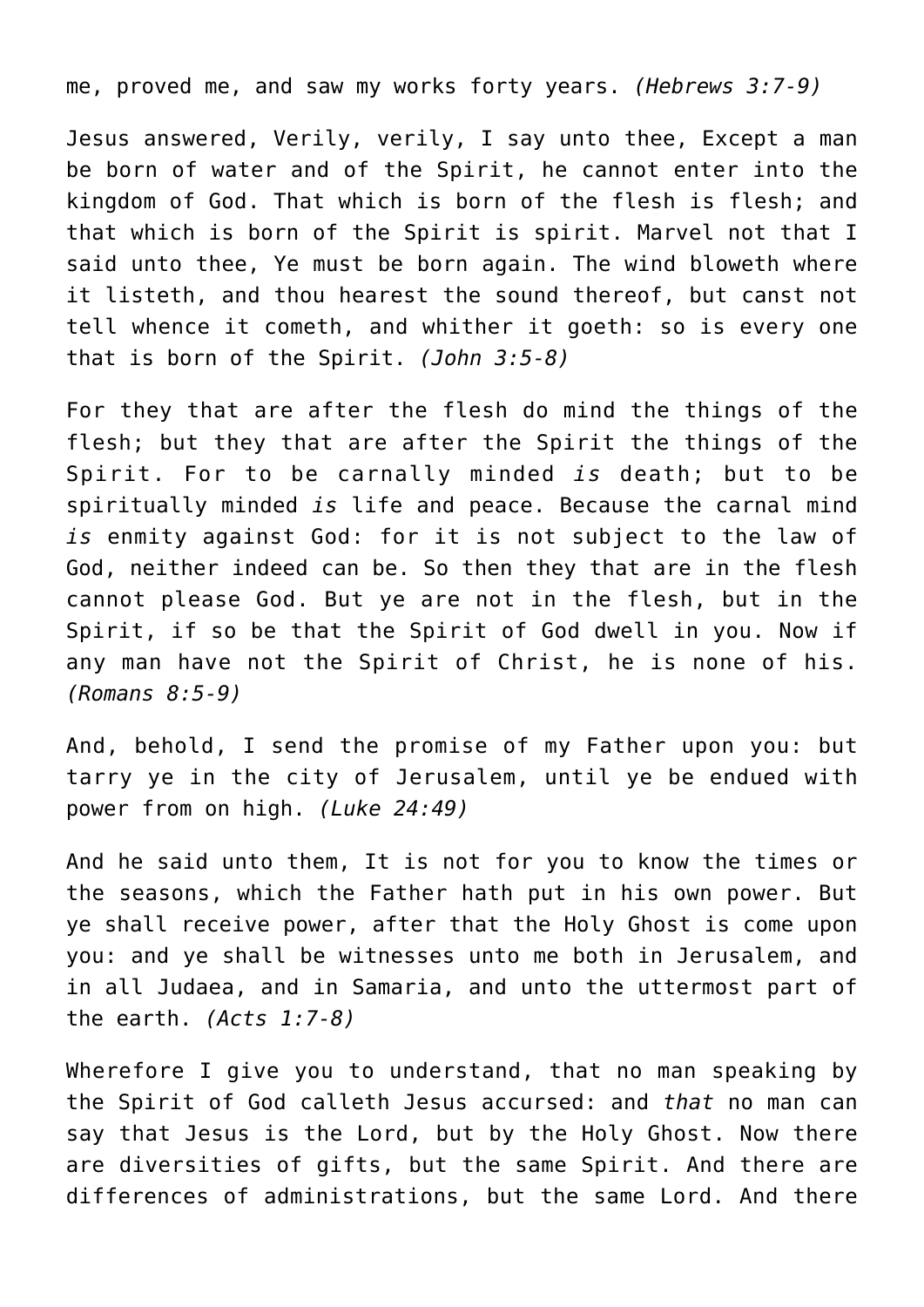me, proved me, and saw my works forty years. *(Hebrews 3:7-9)*

Jesus answered, Verily, verily, I say unto thee, Except a man be born of water and of the Spirit, he cannot enter into the kingdom of God. That which is born of the flesh is flesh; and that which is born of the Spirit is spirit. Marvel not that I said unto thee, Ye must be born again. The wind bloweth where it listeth, and thou hearest the sound thereof, but canst not tell whence it cometh, and whither it goeth: so is every one that is born of the Spirit. *(John 3:5-8)*

For they that are after the flesh do mind the things of the flesh; but they that are after the Spirit the things of the Spirit. For to be carnally minded *is* death; but to be spiritually minded *is* life and peace. Because the carnal mind *is* enmity against God: for it is not subject to the law of God, neither indeed can be. So then they that are in the flesh cannot please God. But ye are not in the flesh, but in the Spirit, if so be that the Spirit of God dwell in you. Now if any man have not the Spirit of Christ, he is none of his. *(Romans 8:5-9)*

And, behold, I send the promise of my Father upon you: but tarry ye in the city of Jerusalem, until ye be endued with power from on high. *(Luke 24:49)*

And he said unto them, It is not for you to know the times or the seasons, which the Father hath put in his own power. But ye shall receive power, after that the Holy Ghost is come upon you: and ye shall be witnesses unto me both in Jerusalem, and in all Judaea, and in Samaria, and unto the uttermost part of the earth. *(Acts 1:7-8)*

Wherefore I give you to understand, that no man speaking by the Spirit of God calleth Jesus accursed: and *that* no man can say that Jesus is the Lord, but by the Holy Ghost. Now there are diversities of gifts, but the same Spirit. And there are differences of administrations, but the same Lord. And there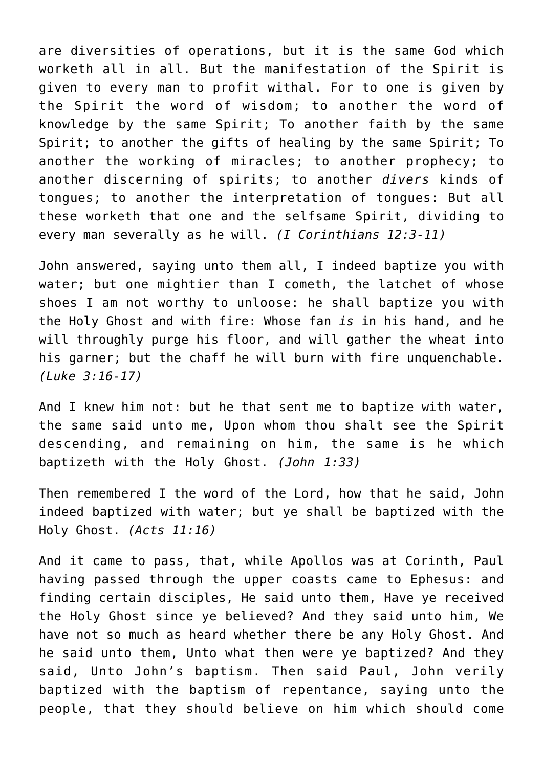are diversities of operations, but it is the same God which worketh all in all. But the manifestation of the Spirit is given to every man to profit withal. For to one is given by the Spirit the word of wisdom; to another the word of knowledge by the same Spirit; To another faith by the same Spirit; to another the gifts of healing by the same Spirit; To another the working of miracles; to another prophecy; to another discerning of spirits; to another *divers* kinds of tongues; to another the interpretation of tongues: But all these worketh that one and the selfsame Spirit, dividing to every man severally as he will. *(I Corinthians 12:3-11)*

John answered, saying unto them all, I indeed baptize you with water; but one mightier than I cometh, the latchet of whose shoes I am not worthy to unloose: he shall baptize you with the Holy Ghost and with fire: Whose fan *is* in his hand, and he will throughly purge his floor, and will gather the wheat into his garner; but the chaff he will burn with fire unquenchable. *(Luke 3:16-17)*

And I knew him not: but he that sent me to baptize with water, the same said unto me, Upon whom thou shalt see the Spirit descending, and remaining on him, the same is he which baptizeth with the Holy Ghost. *(John 1:33)*

Then remembered I the word of the Lord, how that he said, John indeed baptized with water; but ye shall be baptized with the Holy Ghost. *(Acts 11:16)*

And it came to pass, that, while Apollos was at Corinth, Paul having passed through the upper coasts came to Ephesus: and finding certain disciples, He said unto them, Have ye received the Holy Ghost since ye believed? And they said unto him, We have not so much as heard whether there be any Holy Ghost. And he said unto them, Unto what then were ye baptized? And they said, Unto John's baptism. Then said Paul, John verily baptized with the baptism of repentance, saying unto the people, that they should believe on him which should come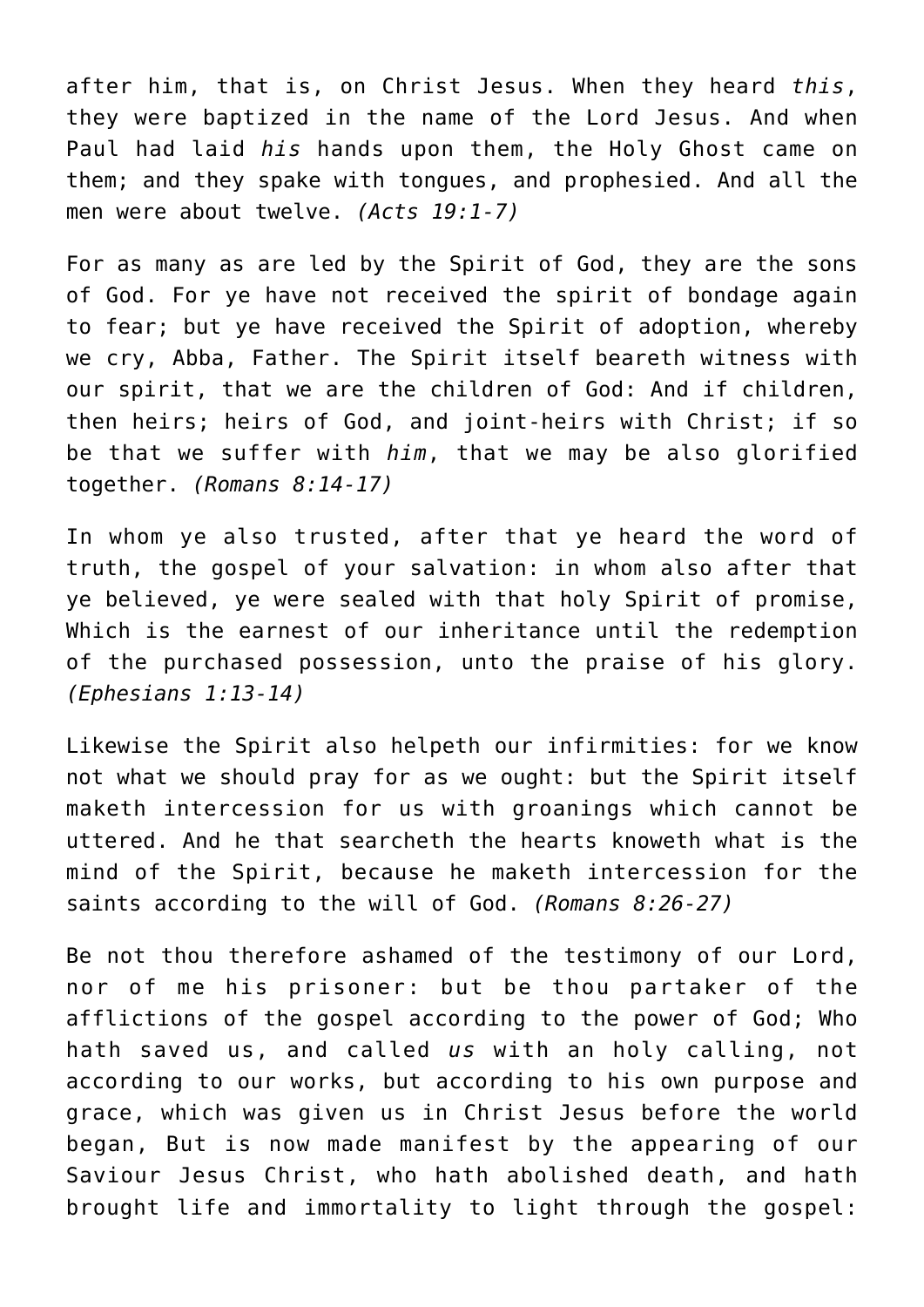after him, that is, on Christ Jesus. When they heard *this*, they were baptized in the name of the Lord Jesus. And when Paul had laid *his* hands upon them, the Holy Ghost came on them; and they spake with tongues, and prophesied. And all the men were about twelve. *(Acts 19:1-7)*

For as many as are led by the Spirit of God, they are the sons of God. For ye have not received the spirit of bondage again to fear; but ye have received the Spirit of adoption, whereby we cry, Abba, Father. The Spirit itself beareth witness with our spirit, that we are the children of God: And if children, then heirs; heirs of God, and joint-heirs with Christ; if so be that we suffer with *him*, that we may be also glorified together. *(Romans 8:14-17)*

In whom ye also trusted, after that ye heard the word of truth, the gospel of your salvation: in whom also after that ye believed, ye were sealed with that holy Spirit of promise, Which is the earnest of our inheritance until the redemption of the purchased possession, unto the praise of his glory. *(Ephesians 1:13-14)*

Likewise the Spirit also helpeth our infirmities: for we know not what we should pray for as we ought: but the Spirit itself maketh intercession for us with groanings which cannot be uttered. And he that searcheth the hearts knoweth what is the mind of the Spirit, because he maketh intercession for the saints according to the will of God. *(Romans 8:26-27)*

Be not thou therefore ashamed of the testimony of our Lord, nor of me his prisoner: but be thou partaker of the afflictions of the gospel according to the power of God; Who hath saved us, and called *us* with an holy calling, not according to our works, but according to his own purpose and grace, which was given us in Christ Jesus before the world began, But is now made manifest by the appearing of our Saviour Jesus Christ, who hath abolished death, and hath brought life and immortality to light through the gospel: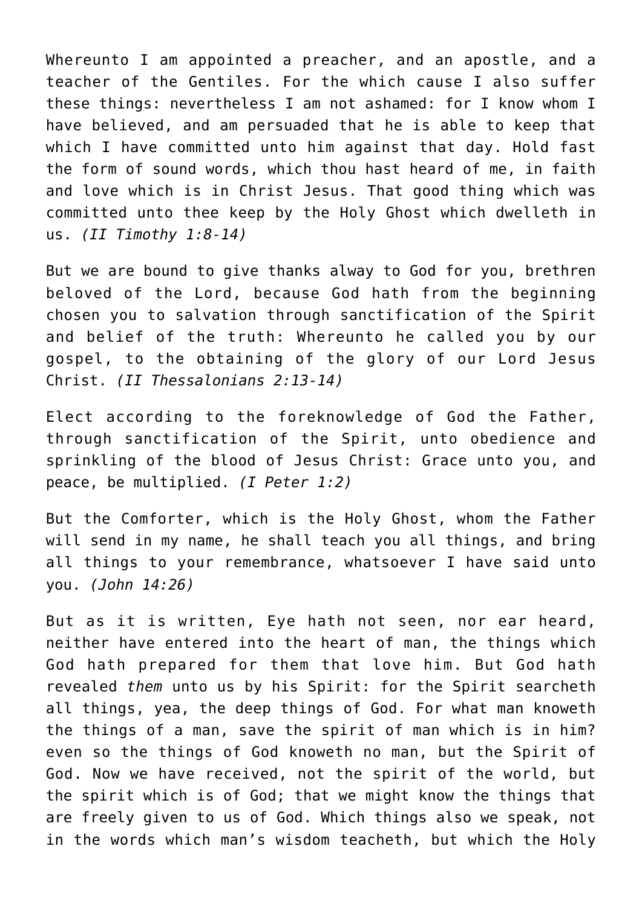Whereunto I am appointed a preacher, and an apostle, and a teacher of the Gentiles. For the which cause I also suffer these things: nevertheless I am not ashamed: for I know whom I have believed, and am persuaded that he is able to keep that which I have committed unto him against that day. Hold fast the form of sound words, which thou hast heard of me, in faith and love which is in Christ Jesus. That good thing which was committed unto thee keep by the Holy Ghost which dwelleth in us. *(II Timothy 1:8-14)*

But we are bound to give thanks alway to God for you, brethren beloved of the Lord, because God hath from the beginning chosen you to salvation through sanctification of the Spirit and belief of the truth: Whereunto he called you by our gospel, to the obtaining of the glory of our Lord Jesus Christ. *(II Thessalonians 2:13-14)*

Elect according to the foreknowledge of God the Father, through sanctification of the Spirit, unto obedience and sprinkling of the blood of Jesus Christ: Grace unto you, and peace, be multiplied. *(I Peter 1:2)*

But the Comforter, which is the Holy Ghost, whom the Father will send in my name, he shall teach you all things, and bring all things to your remembrance, whatsoever I have said unto you. *(John 14:26)*

But as it is written, Eye hath not seen, nor ear heard, neither have entered into the heart of man, the things which God hath prepared for them that love him. But God hath revealed *them* unto us by his Spirit: for the Spirit searcheth all things, yea, the deep things of God. For what man knoweth the things of a man, save the spirit of man which is in him? even so the things of God knoweth no man, but the Spirit of God. Now we have received, not the spirit of the world, but the spirit which is of God; that we might know the things that are freely given to us of God. Which things also we speak, not in the words which man's wisdom teacheth, but which the Holy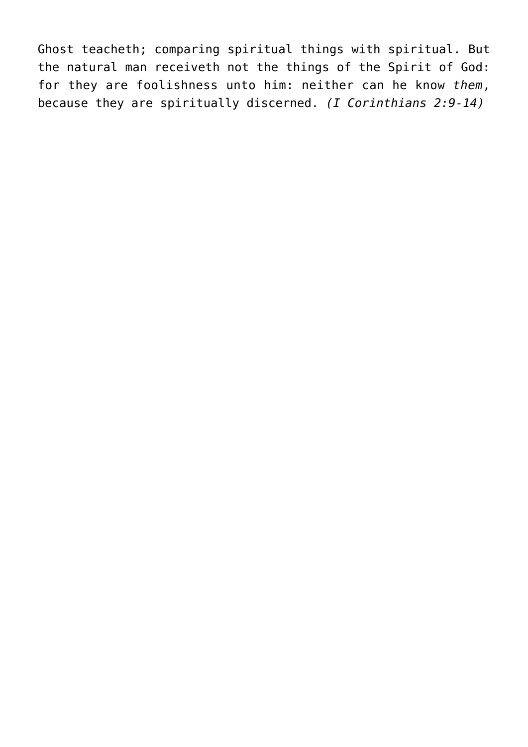Ghost teacheth; comparing spiritual things with spiritual. But the natural man receiveth not the things of the Spirit of God: for they are foolishness unto him: neither can he know *them*, because they are spiritually discerned. *(I Corinthians 2:9-14)*